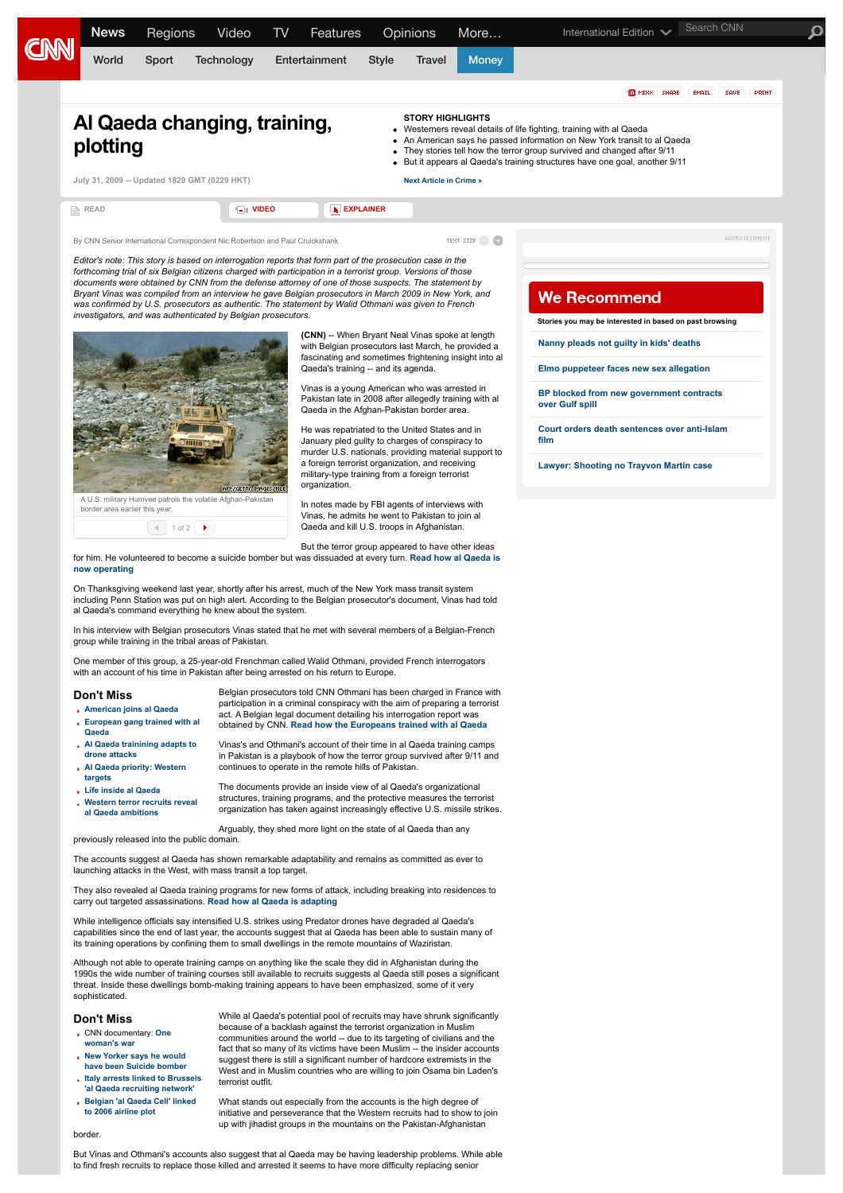# Al Qaeda changing, training, plotting

July 31, 2009 -- Updated 1829 GMT (0229 HKT)

**STORY HIGHLIGHTS**

- Westerners reveal details of life fighting, training with al Qaeda
- An American says he passed information on New York transit to al Qaeda
- They stories tell how the terror group survived and changed after 9/11
- But it appears al Qaeda's training structures have one goal, another 9/11

Next Article in Crime »

By CNN Senior International Correspondent Nic Robertson and Paul Cruickshank

*Editor's note: This story is based on interrogation reports that form part of the prosecution case in the forthcoming trial of six Belgian citizens charged with participation in a terrorist group. Versions of those documents were obtained by CNN from the defense attorney of one of those suspects. The statement by Bryant Vinas was compiled from an interview he gave Belgian prosecutors in March 2009 in New York, and was confirmed by U.S. prosecutors as authentic. The statement by Walid Othmani was given to French investigators, and was authenticated by Belgian prosecutors.*

AFP/GETTY IMAGES/FILE

A U.S. military Humvee patrols the volatile Afghan-Pakistan border area earlier this year.

**(CNN)** -- When Bryant Neal Vinas spoke at length with Belgian prosecutors last March, he provided a fascinating and sometimes frightening insight into al Qaeda's training -- and its agenda.

Vinas is a young American who was arrested in Pakistan late in 2008 after allegedly training with al Qaeda in the Afghan-Pakistan border area.

He was repatriated to the United States and in January pled guilty to charges of conspiracy to murder U.S. nationals, providing material support to a foreign terrorist organization, and receiving military-type training from a foreign terrorist organization.

In notes made by FBI agents of interviews with Vinas, he admits he went to Pakistan to join al Qaeda and kill U.S. troops in Afghanistan.

But the terror group appeared to have other ideas for him. He volunteered to become a suicide bomber but was dissuaded at every turn. Read how al Qaeda is now operating

On Thanksgiving weekend last year, shortly after his arrest, much of the New York mass transit system including Penn Station was put on high alert. According to the Belgian prosecutor's document, Vinas had told al Qaeda's command everything he knew about the system.

In his interview with Belgian prosecutors Vinas stated that he met with several members of a Belgian-French group while training in the tribal areas of Pakistan.

One member of this group, a 25-year-old Frenchman called Walid Othmani, provided French interrogators with an account of his time in Pakistan after being arrested on his return to Europe.

Belgian prosecutors told CNN Othmani has been charged in France with participation in a criminal conspiracy with the aim of preparing a terrorist act. A Belgian legal document detailing his interrogation report was obtained by CNN. Read how the Europeans trained with al Qaeda

Vinas's and Othmani's account of their time in al Qaeda training camps in Pakistan is a playbook of how the terror group survived after 9/11 and continues to operate in the remote hills of Pakistan.

The documents provide an inside view of al Qaeda's organizational structures, training programs, and the protective measures the terrorist organization has taken against increasingly effective U.S. missile strikes.

Arguably, they shed more light on the state of al Qaeda than any previously released into the public domain.

The accounts suggest al Qaeda has shown remarkable adaptability and remains as committed as ever to launching attacks in the West, with mass transit a top target.

They also revealed al Qaeda training programs for new forms of attack, including breaking into residences to carry out targeted assassinations. Read how al Qaeda is adapting

While intelligence officials say intensified U.S. strikes using Predator drones have degraded al Qaeda's capabilities since the end of last year, the accounts suggest that al Qaeda has been able to sustain many of its training operations by confining them to small dwellings in the remote mountains of Waziristan.

Although not able to operate training camps on anything like the scale they did in Afghanistan during the 1990s the wide number of training courses still available to recruits suggests al Qaeda still poses a significant threat. Inside these dwellings bomb-making training appears to have been emphasized, some of it very sophisticated.

While al Qaeda's potential pool of recruits may have shrunk significantly because of a backlash against the terrorist organization in Muslim communities around the world -- due to its targeting of civilians and the fact that so many of its victims have been Muslim -- the insider accounts suggest there is still a significant number of hardcore extremists in the West and in Muslim countries who are willing to join Osama bin Laden's terrorist outfit.

What stands out especially from the accounts is the high degree of initiative and perseverance that the Western recruits had to show to join up with jihadist groups in the mountains on the Pakistan-Afghanistan border.

But Vinas and Othmani's accounts also suggest that al Qaeda may be having leadership problems. While able to find fresh recruits to replace those killed and arrested it seems to have more difficulty replacing senior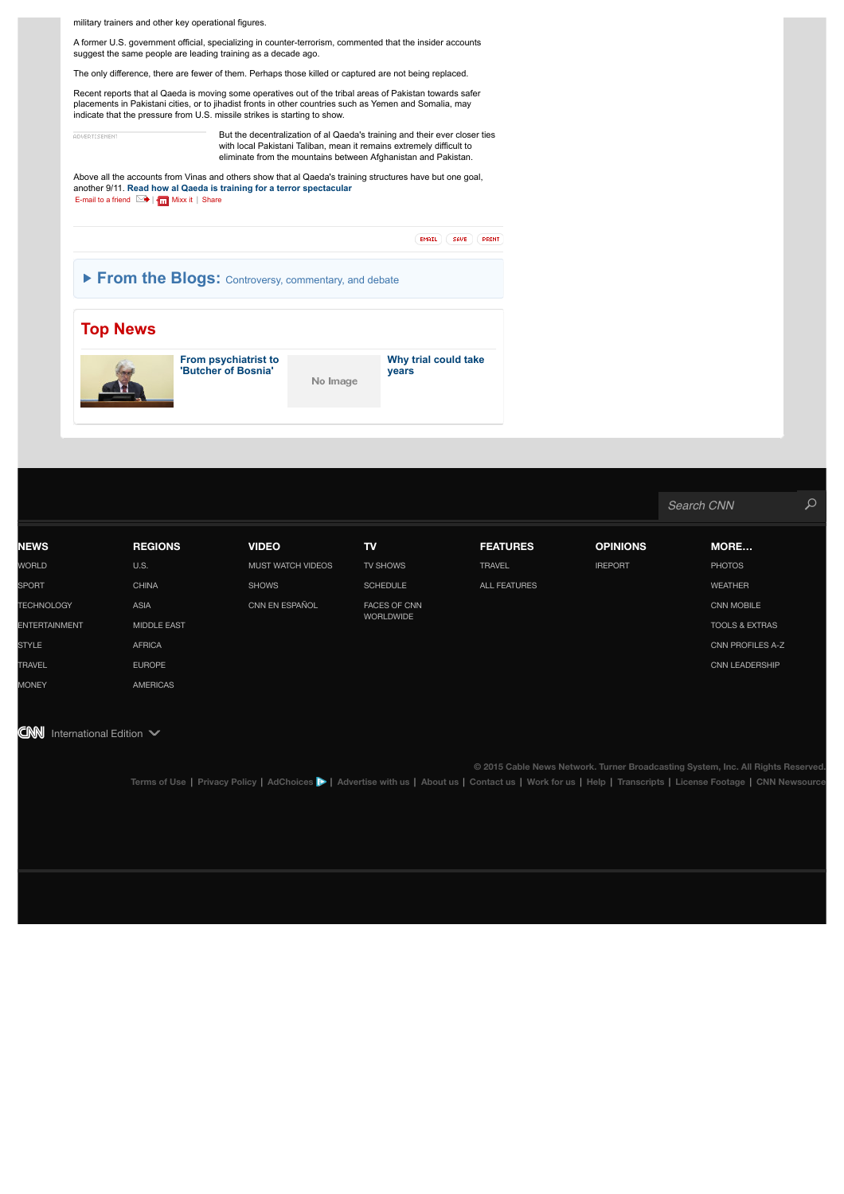military trainers and other key operational figures.

A former U.S. government official, specializing in counter-terrorism, commented that the insider accounts suggest the same people are leading training as a decade ago.

The only difference, there are fewer of them. Perhaps those killed or captured are not being replaced.

Recent reports that al Qaeda is moving some operatives out of the tribal areas of Pakistan towards safer placements in Pakistani cities, or to jihadist fronts in other countries such as Yemen and Somalia, may indicate that the pressure from U.S. missile strikes is starting to show.

ADVERTISEMENT

But the decentralization of al Qaeda's training and their ever closer ties with local Pakistani Taliban, mean it remains extremely difficult to eliminate from the mountains between Afghanistan and Pakistan.

Above all the accounts from Vinas and others show that al Qaeda's training structures have but one goal, another 9/11. **Read how al Qaeda is training for a terror spectacular**

E-mail to a friend | Mixx it | Share

EMAIL SAVE PRINT

## ▶ From the Blogs: Controversy, commentary, and debate

## Top News

**From psychiatrist to 'Butcher of Bosnia'**

No Image

**Why trial could take years**

Search CNN

**NEWS**
- WORLD
- SPORT
- TECHNOLOGY
- ENTERTAINMENT
- STYLE
- TRAVEL
- MONEY

**REGIONS**
- U.S.
- CHINA
- ASIA
- MIDDLE EAST
- AFRICA
- EUROPE
- AMERICAS

**VIDEO**
- MUST WATCH VIDEOS
- SHOWS
- CNN EN ESPAÑOL

**TV**
- TV SHOWS
- SCHEDULE
- FACES OF CNN WORLDWIDE

**FEATURES**
- TRAVEL
- ALL FEATURES

**OPINIONS**
- IREPORT

**MORE...**
- PHOTOS
- WEATHER
- CNN MOBILE
- TOOLS & EXTRAS
- CNN PROFILES A-Z
- CNN LEADERSHIP

CNN International Edition

© 2015 Cable News Network. Turner Broadcasting System, Inc. All Rights Reserved.

Terms of Use | Privacy Policy | AdChoices | Advertise with us | About us | Contact us | Work for us | Help | Transcripts | License Footage | CNN Newsource